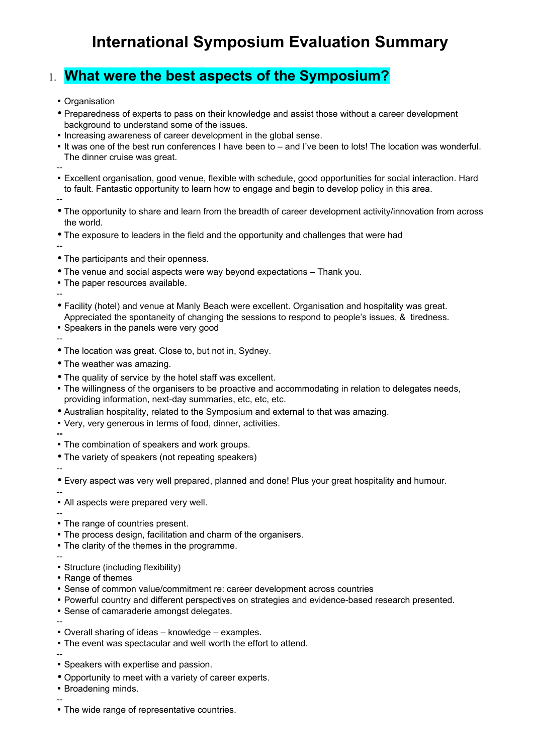# International Symposium Evaluation Summary

## 1. What were the best aspects of the Symposium?

- Organisation
- Preparedness of experts to pass on their knowledge and assist those without a career development background to understand some of the issues.
- Increasing awareness of career development in the global sense.
- It was one of the best run conferences I have been to – and I've been to lots! The location was wonderful. The dinner cruise was great.

--

- Excellent organisation, good venue, flexible with schedule, good opportunities for social interaction. Hard to fault. Fantastic opportunity to learn how to engage and begin to develop policy in this area.

--

- The opportunity to share and learn from the breadth of career development activity/innovation from across the world.
- The exposure to leaders in the field and the opportunity and challenges that were had

--

- The participants and their openness.
- The venue and social aspects were way beyond expectations – Thank you.
- The paper resources available.

--

- Facility (hotel) and venue at Manly Beach were excellent. Organisation and hospitality was great. Appreciated the spontaneity of changing the sessions to respond to people's issues, & tiredness.
- Speakers in the panels were very good

--

- The location was great. Close to, but not in, Sydney.
- The weather was amazing.
- The quality of service by the hotel staff was excellent.
- The willingness of the organisers to be proactive and accommodating in relation to delegates needs, providing information, next-day summaries, etc, etc, etc.
- Australian hospitality, related to the Symposium and external to that was amazing.
- Very, very generous in terms of food, dinner, activities.

--

- The combination of speakers and work groups.
- The variety of speakers (not repeating speakers)

--

- Every aspect was very well prepared, planned and done! Plus your great hospitality and humour.

--

- All aspects were prepared very well.

--

- The range of countries present.
- The process design, facilitation and charm of the organisers.
- The clarity of the themes in the programme.

--

- Structure (including flexibility)
- Range of themes
- Sense of common value/commitment re: career development across countries
- Powerful country and different perspectives on strategies and evidence-based research presented.
- Sense of camaraderie amongst delegates.

--

- Overall sharing of ideas – knowledge – examples.
- The event was spectacular and well worth the effort to attend.

--

- Speakers with expertise and passion.
- Opportunity to meet with a variety of career experts.
- Broadening minds.

--

- The wide range of representative countries.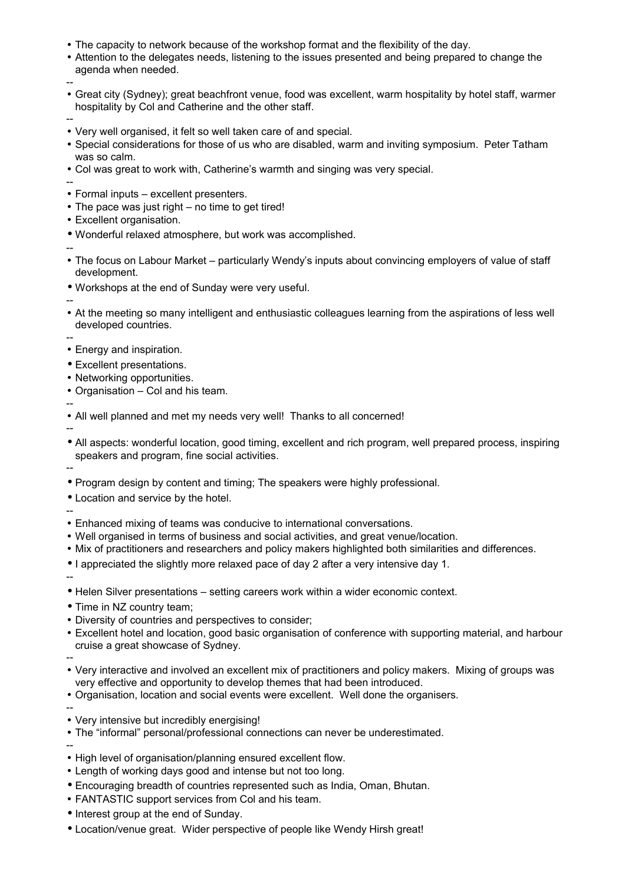- The capacity to network because of the workshop format and the flexibility of the day.
- Attention to the delegates needs, listening to the issues presented and being prepared to change the agenda when needed.

--

- Great city (Sydney); great beachfront venue, food was excellent, warm hospitality by hotel staff, warmer hospitality by Col and Catherine and the other staff.

--

- Very well organised, it felt so well taken care of and special.
- Special considerations for those of us who are disabled, warm and inviting symposium. Peter Tatham was so calm.
- Col was great to work with, Catherine's warmth and singing was very special.

--

- Formal inputs – excellent presenters.
- The pace was just right – no time to get tired!
- Excellent organisation.
- Wonderful relaxed atmosphere, but work was accomplished.

--

- The focus on Labour Market – particularly Wendy's inputs about convincing employers of value of staff development.
- Workshops at the end of Sunday were very useful.

--

- At the meeting so many intelligent and enthusiastic colleagues learning from the aspirations of less well developed countries.

--

- Energy and inspiration.
- Excellent presentations.
- Networking opportunities.
- Organisation – Col and his team.

--

- All well planned and met my needs very well! Thanks to all concerned!

--

- All aspects: wonderful location, good timing, excellent and rich program, well prepared process, inspiring speakers and program, fine social activities.

--

- Program design by content and timing; The speakers were highly professional.
- Location and service by the hotel.

--

- Enhanced mixing of teams was conducive to international conversations.
- Well organised in terms of business and social activities, and great venue/location.
- Mix of practitioners and researchers and policy makers highlighted both similarities and differences.
- I appreciated the slightly more relaxed pace of day 2 after a very intensive day 1.

--

- Helen Silver presentations – setting careers work within a wider economic context.
- Time in NZ country team;
- Diversity of countries and perspectives to consider;
- Excellent hotel and location, good basic organisation of conference with supporting material, and harbour cruise a great showcase of Sydney.

--

- Very interactive and involved an excellent mix of practitioners and policy makers. Mixing of groups was very effective and opportunity to develop themes that had been introduced.
- Organisation, location and social events were excellent. Well done the organisers.

--

- Very intensive but incredibly energising!
- The "informal" personal/professional connections can never be underestimated.

--

- High level of organisation/planning ensured excellent flow.
- Length of working days good and intense but not too long.
- Encouraging breadth of countries represented such as India, Oman, Bhutan.
- FANTASTIC support services from Col and his team.
- Interest group at the end of Sunday.
- Location/venue great. Wider perspective of people like Wendy Hirsh great!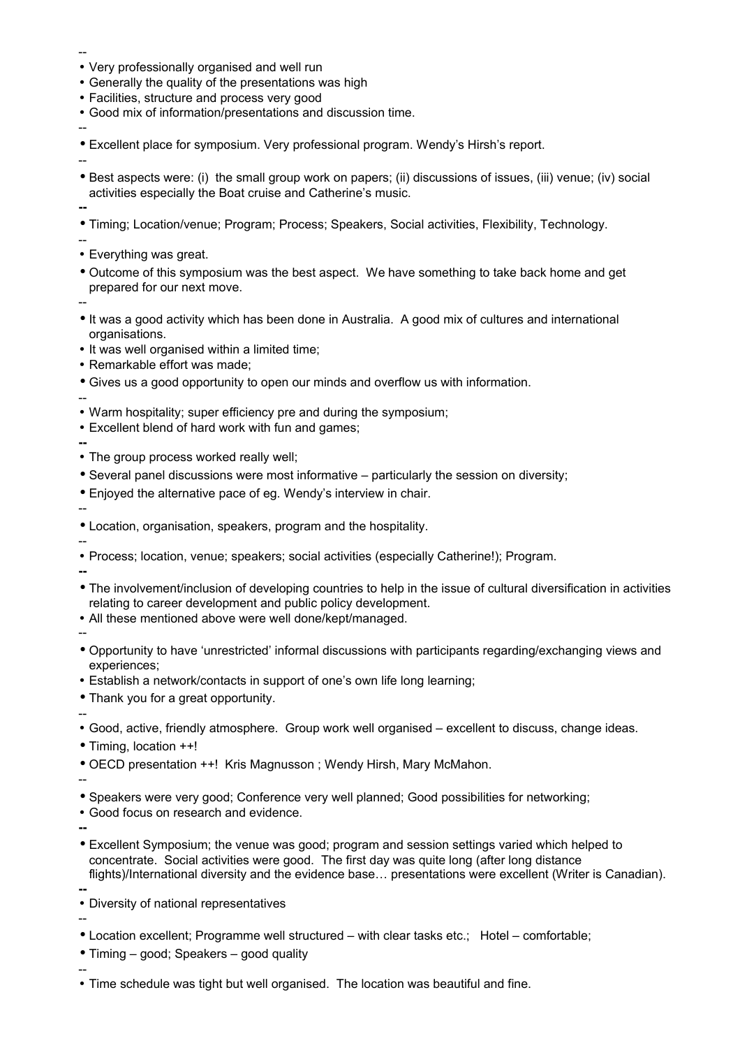--

- Very professionally organised and well run
- Generally the quality of the presentations was high
- Facilities, structure and process very good
- Good mix of information/presentations and discussion time.

--

- Excellent place for symposium. Very professional program. Wendy's Hirsh's report.

--

- Best aspects were: (i) the small group work on papers; (ii) discussions of issues, (iii) venue; (iv) social activities especially the Boat cruise and Catherine's music.

--

- Timing; Location/venue; Program; Process; Speakers, Social activities, Flexibility, Technology.

--

- Everything was great.
- Outcome of this symposium was the best aspect. We have something to take back home and get prepared for our next move.

--

- It was a good activity which has been done in Australia. A good mix of cultures and international organisations.
- It was well organised within a limited time;
- Remarkable effort was made;
- Gives us a good opportunity to open our minds and overflow us with information.

--

- Warm hospitality; super efficiency pre and during the symposium;
- Excellent blend of hard work with fun and games;

--

- The group process worked really well;
- Several panel discussions were most informative – particularly the session on diversity;
- Enjoyed the alternative pace of eg. Wendy's interview in chair.

--

- Location, organisation, speakers, program and the hospitality.

--

- Process; location, venue; speakers; social activities (especially Catherine!); Program.

--

- The involvement/inclusion of developing countries to help in the issue of cultural diversification in activities relating to career development and public policy development.
- All these mentioned above were well done/kept/managed.

--

- Opportunity to have 'unrestricted' informal discussions with participants regarding/exchanging views and experiences;
- Establish a network/contacts in support of one's own life long learning;
- Thank you for a great opportunity.

--

- Good, active, friendly atmosphere. Group work well organised – excellent to discuss, change ideas.
- Timing, location ++!
- OECD presentation ++! Kris Magnusson ; Wendy Hirsh, Mary McMahon.

--

- Speakers were very good; Conference very well planned; Good possibilities for networking;
- Good focus on research and evidence.

--

- Excellent Symposium; the venue was good; program and session settings varied which helped to concentrate. Social activities were good. The first day was quite long (after long distance flights)/International diversity and the evidence base… presentations were excellent (Writer is Canadian).

--

- Diversity of national representatives

--

- Location excellent; Programme well structured – with clear tasks etc.; Hotel – comfortable;
- Timing – good; Speakers – good quality

--

- Time schedule was tight but well organised. The location was beautiful and fine.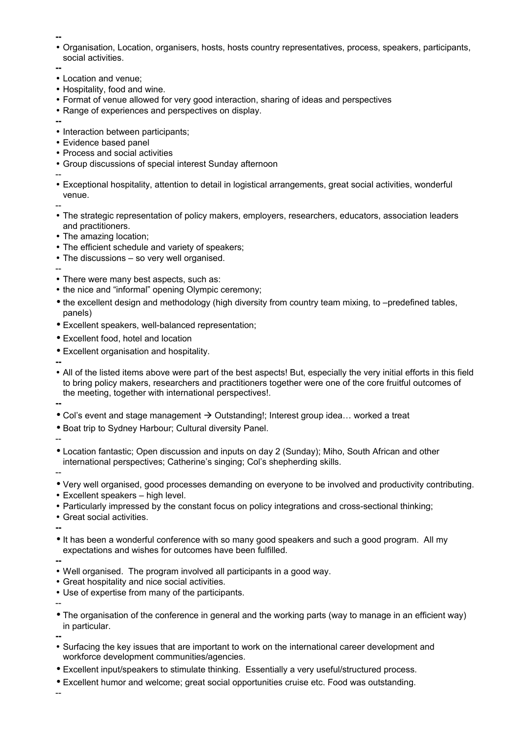--

- Organisation, Location, organisers, hosts, hosts country representatives, process, speakers, participants, social activities.

--

- Location and venue;
- Hospitality, food and wine.
- Format of venue allowed for very good interaction, sharing of ideas and perspectives
- Range of experiences and perspectives on display.

--

- Interaction between participants;
- Evidence based panel
- Process and social activities
- Group discussions of special interest Sunday afternoon

--

- Exceptional hospitality, attention to detail in logistical arrangements, great social activities, wonderful venue.

--

- The strategic representation of policy makers, employers, researchers, educators, association leaders and practitioners.
- The amazing location;
- The efficient schedule and variety of speakers;
- The discussions – so very well organised.

--

- There were many best aspects, such as:
- the nice and "informal" opening Olympic ceremony;
- the excellent design and methodology (high diversity from country team mixing, to –predefined tables, panels)
- Excellent speakers, well-balanced representation;
- Excellent food, hotel and location
- Excellent organisation and hospitality.

--

- All of the listed items above were part of the best aspects! But, especially the very initial efforts in this field to bring policy makers, researchers and practitioners together were one of the core fruitful outcomes of the meeting, together with international perspectives!.

--

- Col's event and stage management → Outstanding!; Interest group idea… worked a treat
- Boat trip to Sydney Harbour; Cultural diversity Panel.

--

- Location fantastic; Open discussion and inputs on day 2 (Sunday); Miho, South African and other international perspectives; Catherine's singing; Col's shepherding skills.

--

- Very well organised, good processes demanding on everyone to be involved and productivity contributing.
- Excellent speakers – high level.
- Particularly impressed by the constant focus on policy integrations and cross-sectional thinking;
- Great social activities.

--

- It has been a wonderful conference with so many good speakers and such a good program. All my expectations and wishes for outcomes have been fulfilled.

--

- Well organised. The program involved all participants in a good way.
- Great hospitality and nice social activities.
- Use of expertise from many of the participants.

--

- The organisation of the conference in general and the working parts (way to manage in an efficient way) in particular.

--

- Surfacing the key issues that are important to work on the international career development and workforce development communities/agencies.
- Excellent input/speakers to stimulate thinking. Essentially a very useful/structured process.
- Excellent humor and welcome; great social opportunities cruise etc. Food was outstanding.

--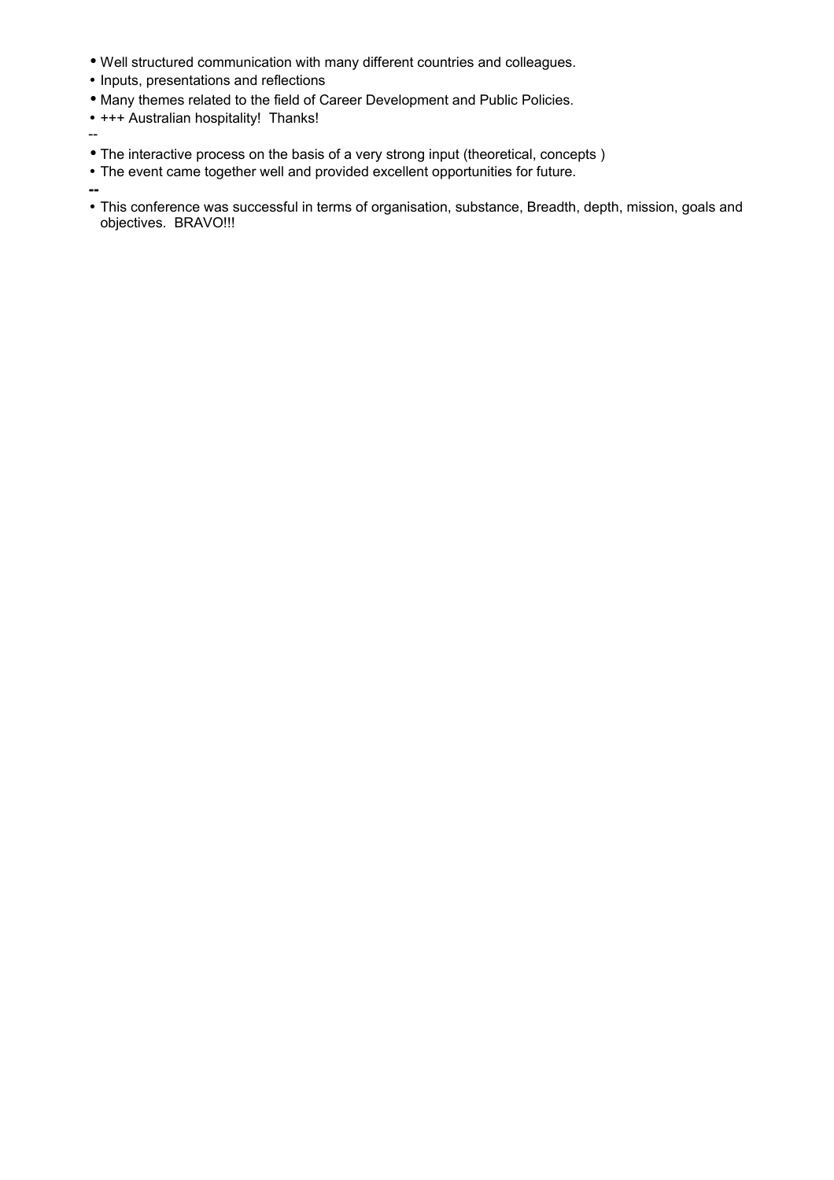- Well structured communication with many different countries and colleagues.
- Inputs, presentations and reflections
- Many themes related to the field of Career Development and Public Policies.
- +++ Australian hospitality!  Thanks!

--

- The interactive process on the basis of a very strong input (theoretical, concepts )
- The event came together well and provided excellent opportunities for future.

**--**

- This conference was successful in terms of organisation, substance, Breadth, depth, mission, goals and objectives.  BRAVO!!!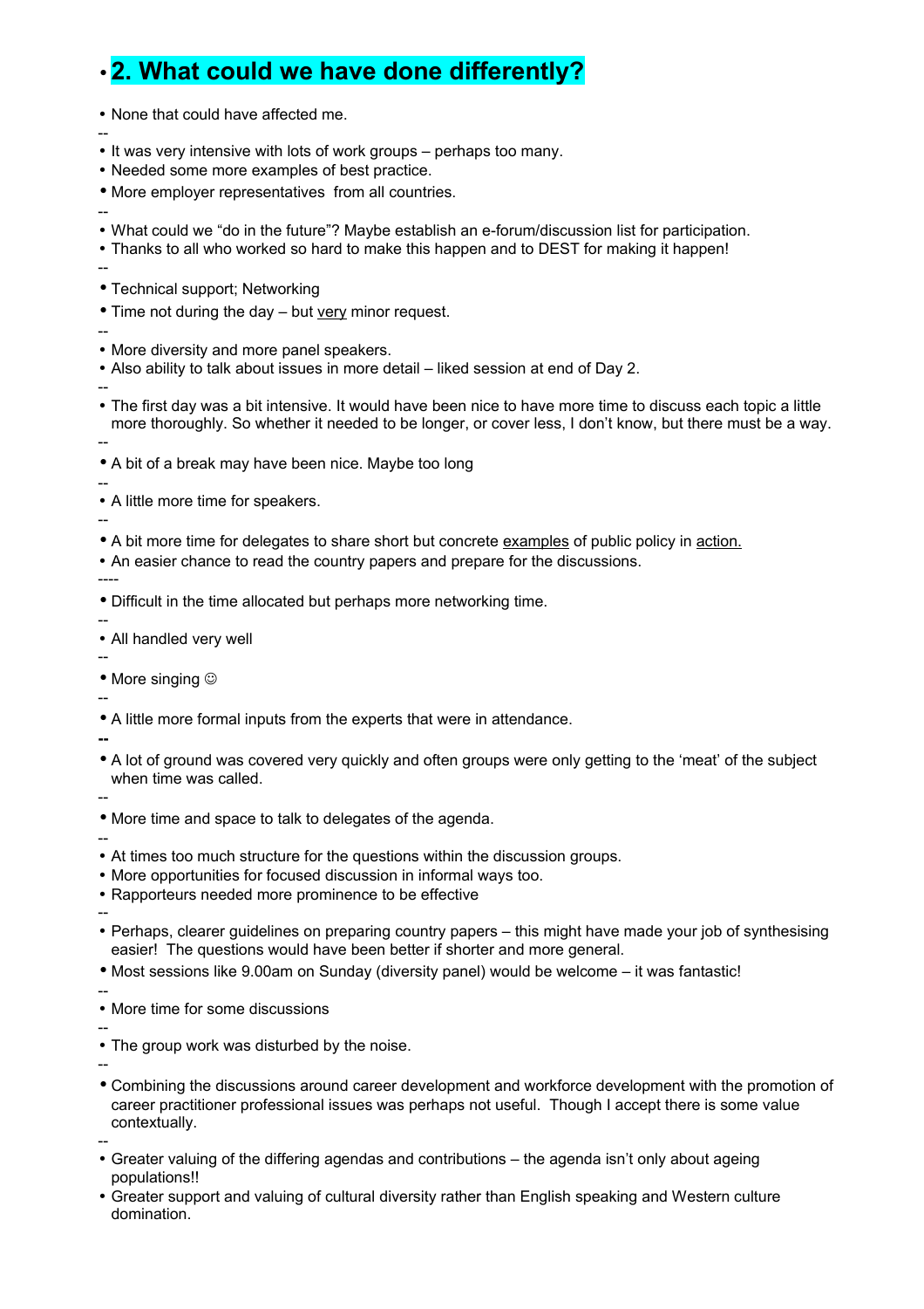## 2. What could we have done differently?

- None that could have affected me.

--

- It was very intensive with lots of work groups – perhaps too many.
- Needed some more examples of best practice.
- More employer representatives from all countries.

--

- What could we "do in the future"? Maybe establish an e-forum/discussion list for participation.
- Thanks to all who worked so hard to make this happen and to DEST for making it happen!

--

- Technical support; Networking
- Time not during the day – but <u>very</u> minor request.

--

- More diversity and more panel speakers.
- Also ability to talk about issues in more detail – liked session at end of Day 2.

--

- The first day was a bit intensive. It would have been nice to have more time to discuss each topic a little more thoroughly. So whether it needed to be longer, or cover less, I don't know, but there must be a way.

--

- A bit of a break may have been nice. Maybe too long

--

- A little more time for speakers.

--

- A bit more time for delegates to share short but concrete <u>examples</u> of public policy in <u>action.</u>
- An easier chance to read the country papers and prepare for the discussions.

----

- Difficult in the time allocated but perhaps more networking time.

--

- All handled very well

--

- More singing ☺

--

- A little more formal inputs from the experts that were in attendance.

--

- A lot of ground was covered very quickly and often groups were only getting to the 'meat' of the subject when time was called.

--

- More time and space to talk to delegates of the agenda.

--

- At times too much structure for the questions within the discussion groups.
- More opportunities for focused discussion in informal ways too.
- Rapporteurs needed more prominence to be effective

--

- Perhaps, clearer guidelines on preparing country papers – this might have made your job of synthesising easier! The questions would have been better if shorter and more general.
- Most sessions like 9.00am on Sunday (diversity panel) would be welcome – it was fantastic!

--

- More time for some discussions

--

- The group work was disturbed by the noise.

--

- Combining the discussions around career development and workforce development with the promotion of career practitioner professional issues was perhaps not useful. Though I accept there is some value contextually.

--

- Greater valuing of the differing agendas and contributions – the agenda isn't only about ageing populations!!
- Greater support and valuing of cultural diversity rather than English speaking and Western culture domination.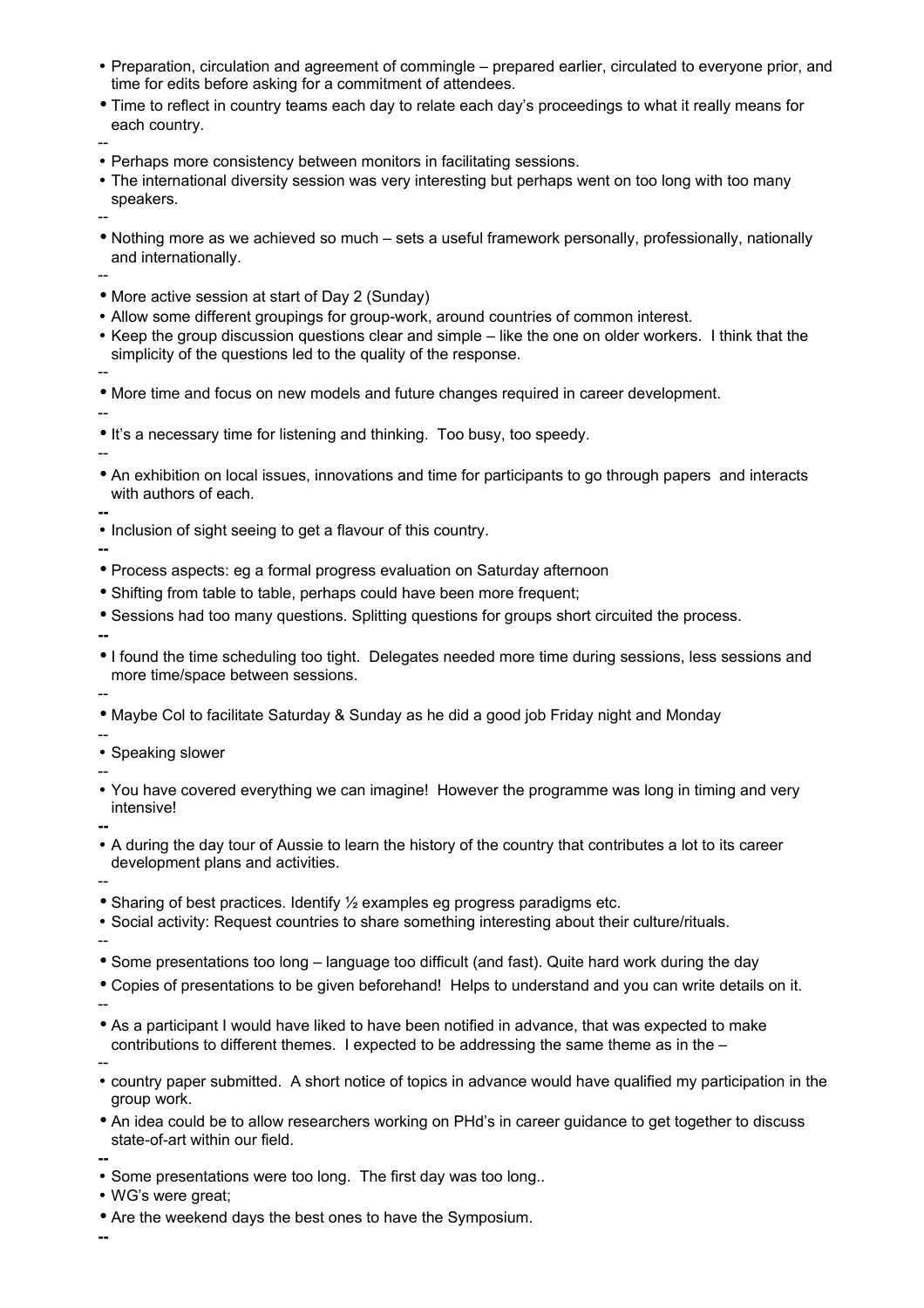- Preparation, circulation and agreement of commingle – prepared earlier, circulated to everyone prior, and time for edits before asking for a commitment of attendees.
- Time to reflect in country teams each day to relate each day's proceedings to what it really means for each country.

--

- Perhaps more consistency between monitors in facilitating sessions.
- The international diversity session was very interesting but perhaps went on too long with too many speakers.

--

- Nothing more as we achieved so much – sets a useful framework personally, professionally, nationally and internationally.

--

- More active session at start of Day 2 (Sunday)
- Allow some different groupings for group-work, around countries of common interest.
- Keep the group discussion questions clear and simple – like the one on older workers. I think that the simplicity of the questions led to the quality of the response.

--

- More time and focus on new models and future changes required in career development.

--

- It's a necessary time for listening and thinking. Too busy, too speedy.

--

- An exhibition on local issues, innovations and time for participants to go through papers and interacts with authors of each.

--

- Inclusion of sight seeing to get a flavour of this country.

--

- Process aspects: eg a formal progress evaluation on Saturday afternoon
- Shifting from table to table, perhaps could have been more frequent;
- Sessions had too many questions. Splitting questions for groups short circuited the process.

--

- I found the time scheduling too tight. Delegates needed more time during sessions, less sessions and more time/space between sessions.

--

- Maybe Col to facilitate Saturday & Sunday as he did a good job Friday night and Monday

--

- Speaking slower

--

- You have covered everything we can imagine! However the programme was long in timing and very intensive!

--

- A during the day tour of Aussie to learn the history of the country that contributes a lot to its career development plans and activities.

--

- Sharing of best practices. Identify ½ examples eg progress paradigms etc.
- Social activity: Request countries to share something interesting about their culture/rituals.

--

- Some presentations too long – language too difficult (and fast). Quite hard work during the day
- Copies of presentations to be given beforehand! Helps to understand and you can write details on it.

--

- As a participant I would have liked to have been notified in advance, that was expected to make contributions to different themes. I expected to be addressing the same theme as in the –

--

- country paper submitted. A short notice of topics in advance would have qualified my participation in the group work.
- An idea could be to allow researchers working on PHd's in career guidance to get together to discuss state-of-art within our field.

--

- Some presentations were too long. The first day was too long..
- WG's were great;
- Are the weekend days the best ones to have the Symposium.

--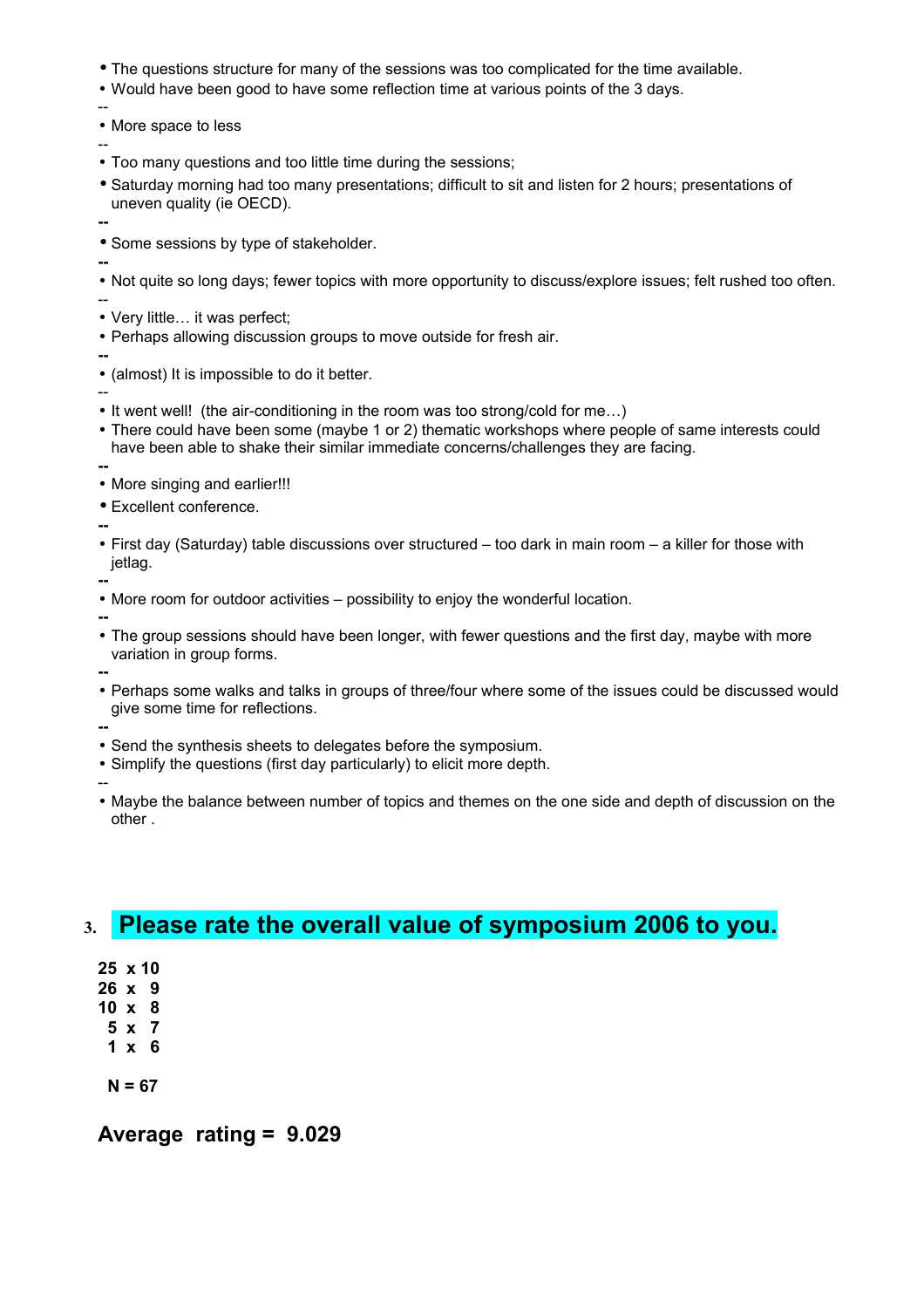- The questions structure for many of the sessions was too complicated for the time available.
- Would have been good to have some reflection time at various points of the 3 days.

--

- More space to less

--

- Too many questions and too little time during the sessions;
- Saturday morning had too many presentations; difficult to sit and listen for 2 hours; presentations of uneven quality (ie OECD).

--

- Some sessions by type of stakeholder.

--

- Not quite so long days; fewer topics with more opportunity to discuss/explore issues; felt rushed too often.

--

- Very little… it was perfect;
- Perhaps allowing discussion groups to move outside for fresh air.

--

- (almost) It is impossible to do it better.

--

- It went well! (the air-conditioning in the room was too strong/cold for me…)
- There could have been some (maybe 1 or 2) thematic workshops where people of same interests could have been able to shake their similar immediate concerns/challenges they are facing.

--

- More singing and earlier!!!
- Excellent conference.

--

- First day (Saturday) table discussions over structured – too dark in main room – a killer for those with jetlag.

--

- More room for outdoor activities – possibility to enjoy the wonderful location.

--

- The group sessions should have been longer, with fewer questions and the first day, maybe with more variation in group forms.

--

- Perhaps some walks and talks in groups of three/four where some of the issues could be discussed would give some time for reflections.

--

- Send the synthesis sheets to delegates before the symposium.
- Simplify the questions (first day particularly) to elicit more depth.

--

- Maybe the balance between number of topics and themes on the one side and depth of discussion on the other .

## 3. Please rate the overall value of symposium 2006 to you.

**25 x 10**
**26 x 9**
**10 x 8**
**5 x 7**
**1 x 6**

**N = 67**

**Average rating = 9.029**